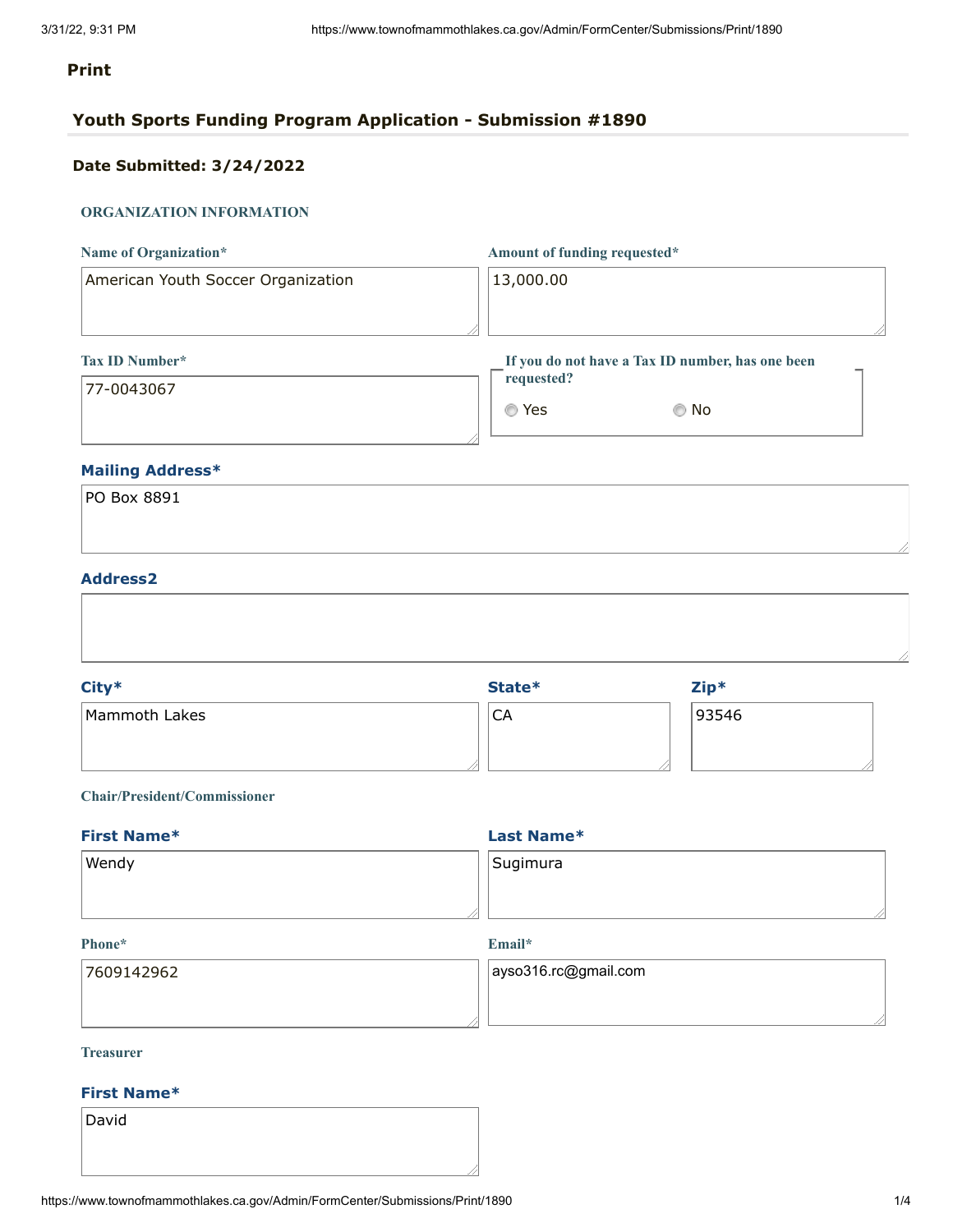**Print**

## Youth Sports Funding Program Application - Submission #1890

**Date Submitted: 3/24/2022**

### ORGANIZATION INFORMATION

**Name of Organization***

American Youth Soccer Organization

**Amount of funding requested***

13,000.00

**Tax ID Number***

77-0043067

**If you do not have a Tax ID number, has one been requested?**

- ( ) Yes
- ( ) No

**Mailing Address***

PO Box 8891

**Address2**

**City***

Mammoth Lakes

**State***

CA

**Zip***

93546

**Chair/President/Commissioner**

**First Name***

Wendy

**Last Name***

Sugimura

**Phone***

7609142962

**Email***

ayso316.rc@gmail.com

**Treasurer**

**First Name***

David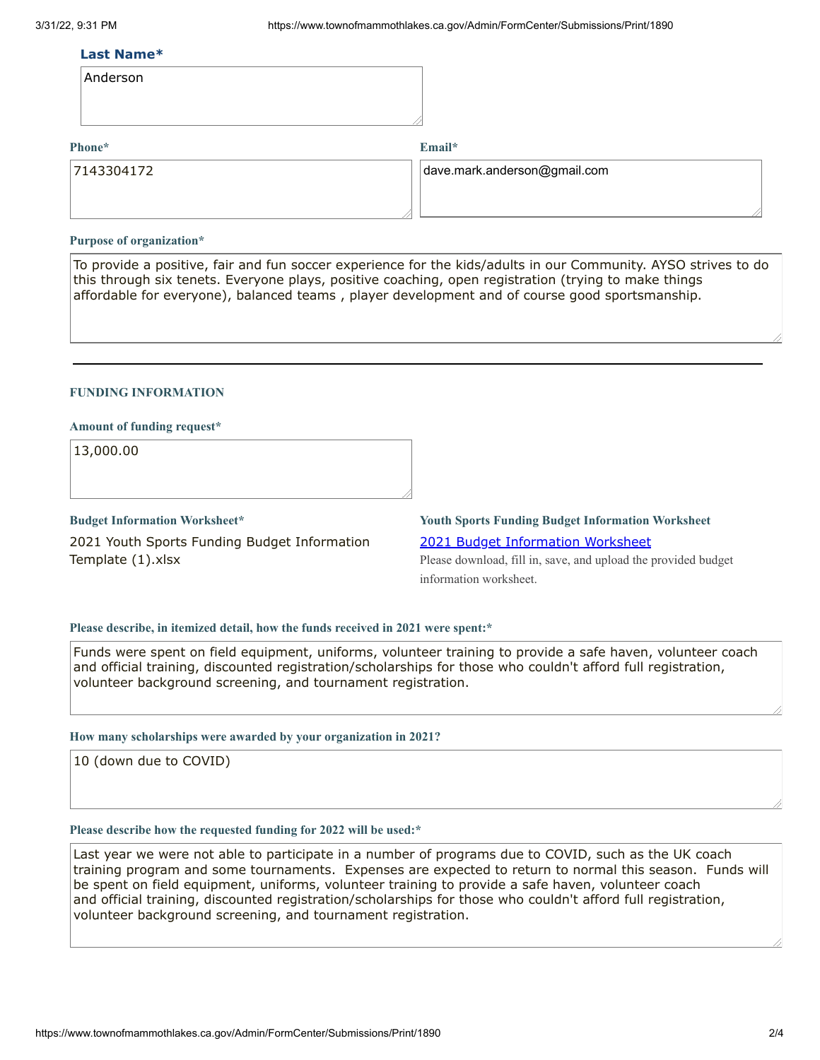**Last Name***

Anderson

**Phone***

7143304172

**Email***

dave.mark.anderson@gmail.com

**Purpose of organization***

To provide a positive, fair and fun soccer experience for the kids/adults in our Community. AYSO strives to do this through six tenets. Everyone plays, positive coaching, open registration (trying to make things affordable for everyone), balanced teams , player development and of course good sportsmanship.

---

## FUNDING INFORMATION

**Amount of funding request***

13,000.00

**Budget Information Worksheet***

2021 Youth Sports Funding Budget Information Template (1).xlsx

**Youth Sports Funding Budget Information Worksheet**

[2021 Budget Information Worksheet]

Please download, fill in, save, and upload the provided budget information worksheet.

**Please describe, in itemized detail, how the funds received in 2021 were spent:***

Funds were spent on field equipment, uniforms, volunteer training to provide a safe haven, volunteer coach and official training, discounted registration/scholarships for those who couldn't afford full registration, volunteer background screening, and tournament registration.

**How many scholarships were awarded by your organization in 2021?**

10 (down due to COVID)

**Please describe how the requested funding for 2022 will be used:***

Last year we were not able to participate in a number of programs due to COVID, such as the UK coach training program and some tournaments. Expenses are expected to return to normal this season. Funds will be spent on field equipment, uniforms, volunteer training to provide a safe haven, volunteer coach and official training, discounted registration/scholarships for those who couldn't afford full registration, volunteer background screening, and tournament registration.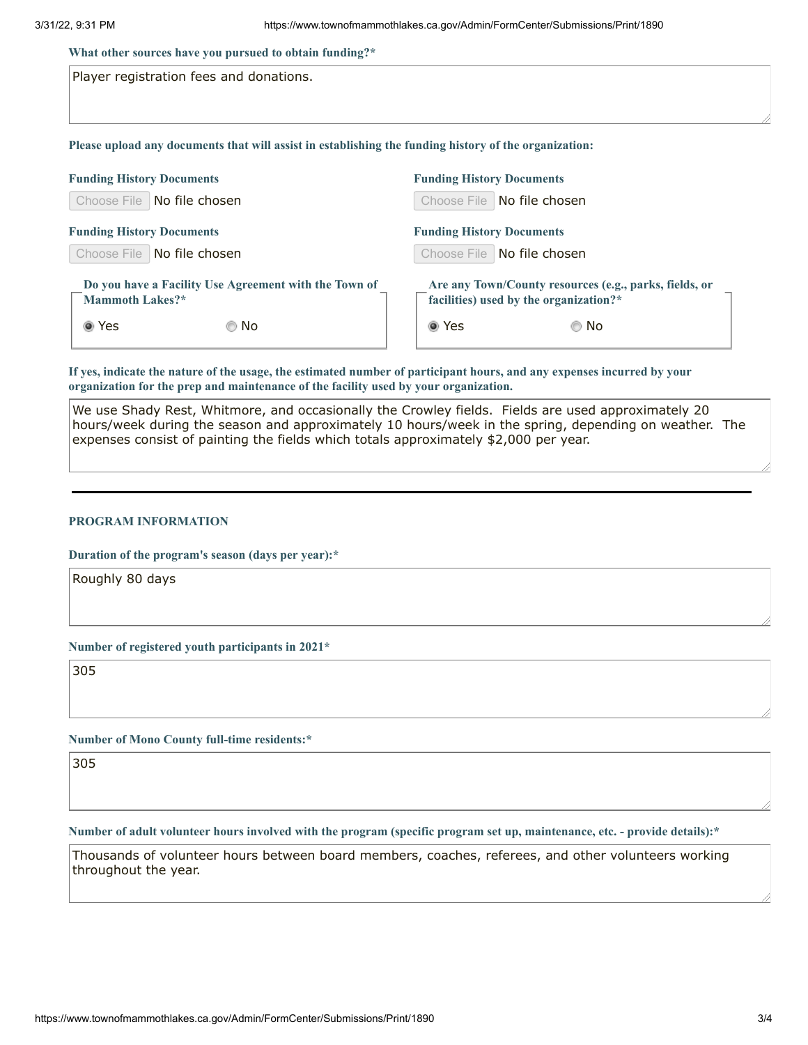**What other sources have you pursued to obtain funding?***

Player registration fees and donations.

**Please upload any documents that will assist in establishing the funding history of the organization:**

**Funding History Documents**

Choose File No file chosen

**Funding History Documents**

Choose File No file chosen

**Funding History Documents**

Choose File No file chosen

**Funding History Documents**

Choose File No file chosen

**Do you have a Facility Use Agreement with the Town of Mammoth Lakes?***

(●) Yes ( ) No

**Are any Town/County resources (e.g., parks, fields, or facilities) used by the organization?***

(●) Yes ( ) No

**If yes, indicate the nature of the usage, the estimated number of participant hours, and any expenses incurred by your organization for the prep and maintenance of the facility used by your organization.**

We use Shady Rest, Whitmore, and occasionally the Crowley fields. Fields are used approximately 20 hours/week during the season and approximately 10 hours/week in the spring, depending on weather. The expenses consist of painting the fields which totals approximately $2,000 per year.

---

## PROGRAM INFORMATION

**Duration of the program's season (days per year):***

Roughly 80 days

**Number of registered youth participants in 2021***

305

**Number of Mono County full-time residents:***

305

**Number of adult volunteer hours involved with the program (specific program set up, maintenance, etc. - provide details):***

Thousands of volunteer hours between board members, coaches, referees, and other volunteers working throughout the year.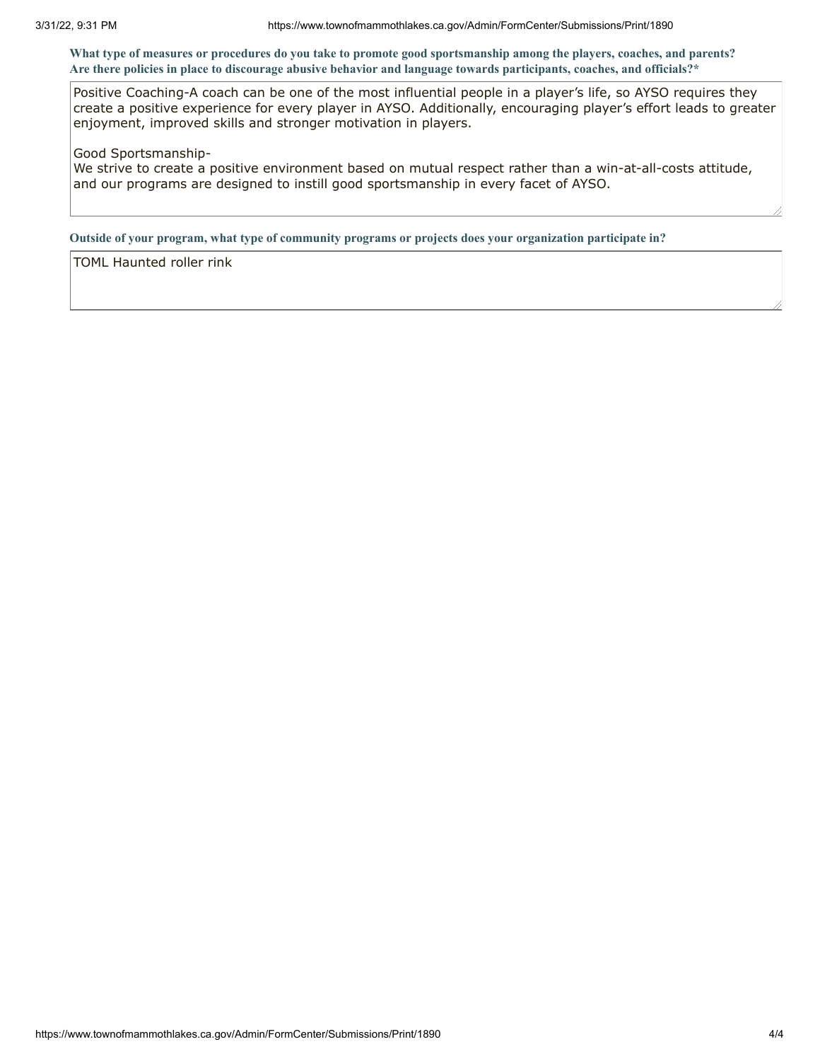**What type of measures or procedures do you take to promote good sportsmanship among the players, coaches, and parents? Are there policies in place to discourage abusive behavior and language towards participants, coaches, and officials?***

Positive Coaching-A coach can be one of the most influential people in a player's life, so AYSO requires they create a positive experience for every player in AYSO. Additionally, encouraging player's effort leads to greater enjoyment, improved skills and stronger motivation in players.

Good Sportsmanship-
We strive to create a positive environment based on mutual respect rather than a win-at-all-costs attitude, and our programs are designed to instill good sportsmanship in every facet of AYSO.

**Outside of your program, what type of community programs or projects does your organization participate in?**

TOML Haunted roller rink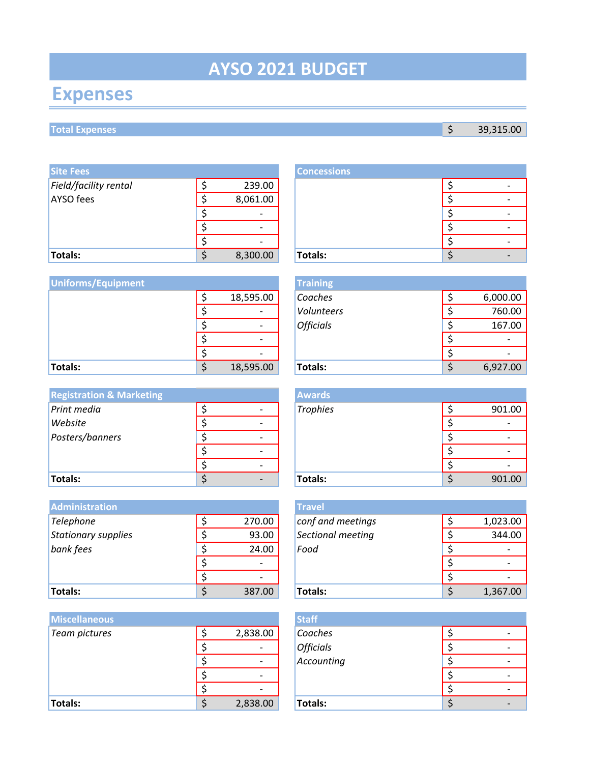# AYSO 2021 BUDGET

## Expenses

| | |
|---|---|
| **Total Expenses** | $ 39,315.00 |

### Site Fees

| | |
|---|---|
| *Field/facility rental* | $ 239.00 |
| AYSO fees | $ 8,061.00 |
| | $ - |
| | $ - |
| | $ - |
| **Totals:** | $ 8,300.00 |

### Concessions

| | |
|---|---|
| | $ - |
| | $ - |
| | $ - |
| | $ - |
| | $ - |
| **Totals:** | $ - |

### Uniforms/Equipment

| | |
|---|---|
| | $ 18,595.00 |
| | $ - |
| | $ - |
| | $ - |
| | $ - |
| **Totals:** | $ 18,595.00 |

### Training

| | |
|---|---|
| *Coaches* | $ 6,000.00 |
| *Volunteers* | $ 760.00 |
| *Officials* | $ 167.00 |
| | $ - |
| | $ - |
| **Totals:** | $ 6,927.00 |

### Registration & Marketing

| | |
|---|---|
| *Print media* | $ - |
| *Website* | $ - |
| *Posters/banners* | $ - |
| | $ - |
| | $ - |
| **Totals:** | $ - |

### Awards

| | |
|---|---|
| *Trophies* | $ 901.00 |
| | $ - |
| | $ - |
| | $ - |
| | $ - |
| **Totals:** | $ 901.00 |

### Administration

| | |
|---|---|
| *Telephone* | $ 270.00 |
| *Stationary supplies* | $ 93.00 |
| *bank fees* | $ 24.00 |
| | $ - |
| | $ - |
| **Totals:** | $ 387.00 |

### Travel

| | |
|---|---|
| *conf and meetings* | $ 1,023.00 |
| *Sectional meeting* | $ 344.00 |
| *Food* | $ - |
| | $ - |
| | $ - |
| **Totals:** | $ 1,367.00 |

### Miscellaneous

| | |
|---|---|
| *Team pictures* | $ 2,838.00 |
| | $ - |
| | $ - |
| | $ - |
| | $ - |
| **Totals:** | $ 2,838.00 |

### Staff

| | |
|---|---|
| *Coaches* | $ - |
| *Officials* | $ - |
| *Accounting* | $ - |
| | $ - |
| | $ - |
| **Totals:** | $ - |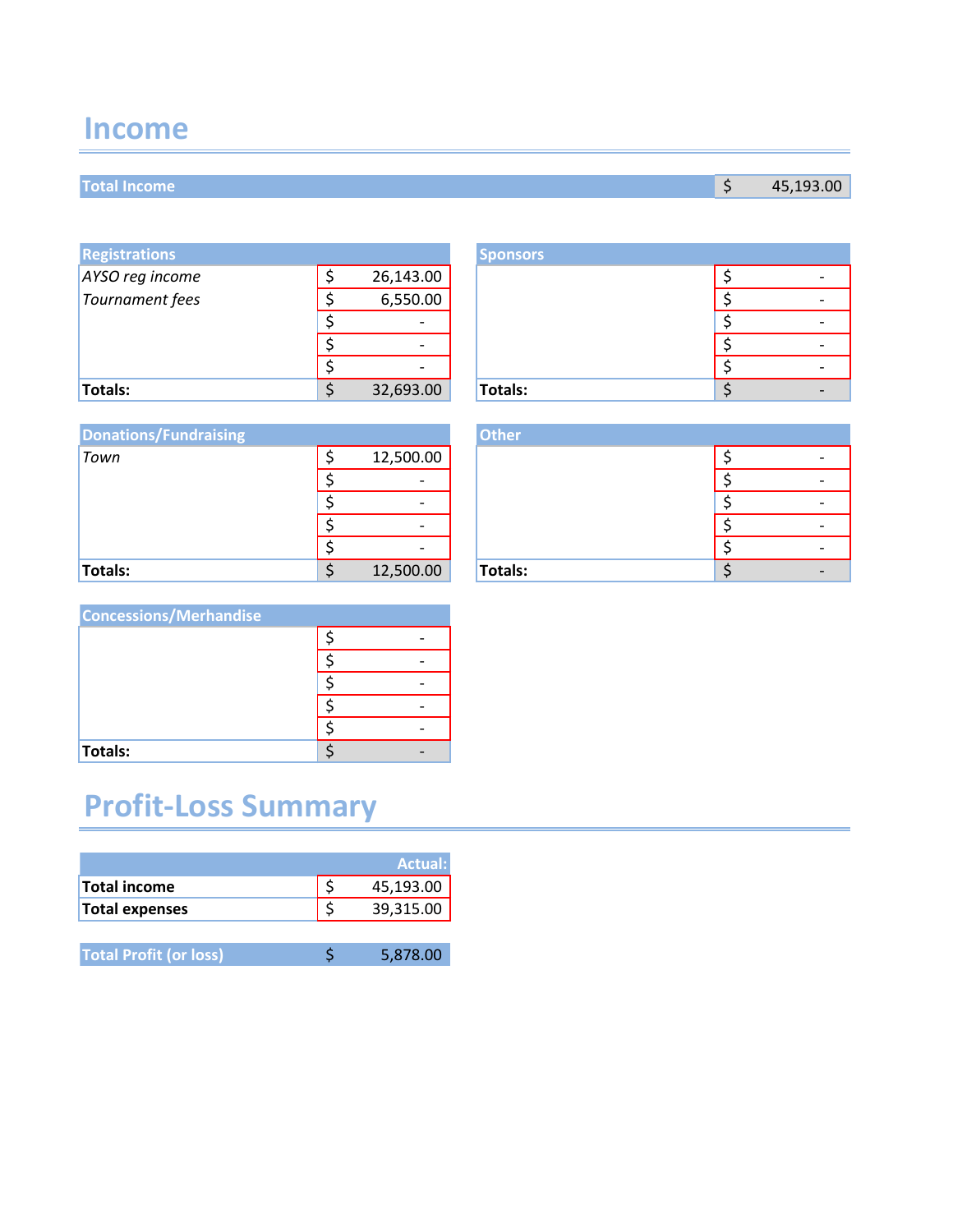# Income

| Total Income | $ 45,193.00 |
|---|---|

| Registrations | |
|---|---|
| *AYSO reg income* | $ 26,143.00 |
| *Tournament fees* | $ 6,550.00 |
| | $ - |
| | $ - |
| | $ - |
| **Totals:** | $ 32,693.00 |

| Sponsors | |
|---|---|
| | $ - |
| | $ - |
| | $ - |
| | $ - |
| | $ - |
| **Totals:** | $ - |

| Donations/Fundraising | |
|---|---|
| *Town* | $ 12,500.00 |
| | $ - |
| | $ - |
| | $ - |
| | $ - |
| **Totals:** | $ 12,500.00 |

| Other | |
|---|---|
| | $ - |
| | $ - |
| | $ - |
| | $ - |
| | $ - |
| **Totals:** | $ - |

| Concessions/Merhandise | |
|---|---|
| | $ - |
| | $ - |
| | $ - |
| | $ - |
| | $ - |
| **Totals:** | $ - |

# Profit-Loss Summary

| | Actual: |
|---|---|
| **Total income** | $ 45,193.00 |
| **Total expenses** | $ 39,315.00 |
| **Total Profit (or loss)** | $ 5,878.00 |